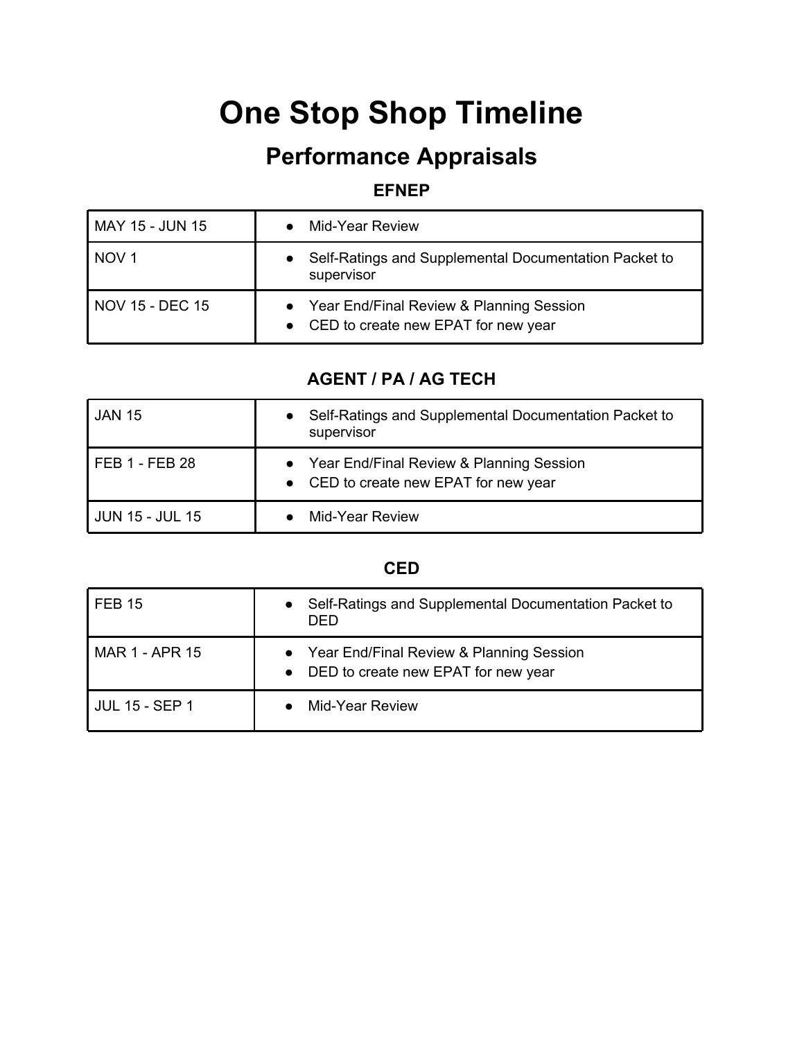# One Stop Shop Timeline

## Performance Appraisals

### EFNEP

| | |
|---|---|
| MAY 15 - JUN 15 | • Mid-Year Review |
| NOV 1 | • Self-Ratings and Supplemental Documentation Packet to supervisor |
| NOV 15 - DEC 15 | • Year End/Final Review & Planning Session<br>• CED to create new EPAT for new year |

### AGENT / PA / AG TECH

| | |
|---|---|
| JAN 15 | • Self-Ratings and Supplemental Documentation Packet to supervisor |
| FEB 1 - FEB 28 | • Year End/Final Review & Planning Session<br>• CED to create new EPAT for new year |
| JUN 15 - JUL 15 | • Mid-Year Review |

### CED

| | |
|---|---|
| FEB 15 | • Self-Ratings and Supplemental Documentation Packet to DED |
| MAR 1 - APR 15 | • Year End/Final Review & Planning Session<br>• DED to create new EPAT for new year |
| JUL 15 - SEP 1 | • Mid-Year Review |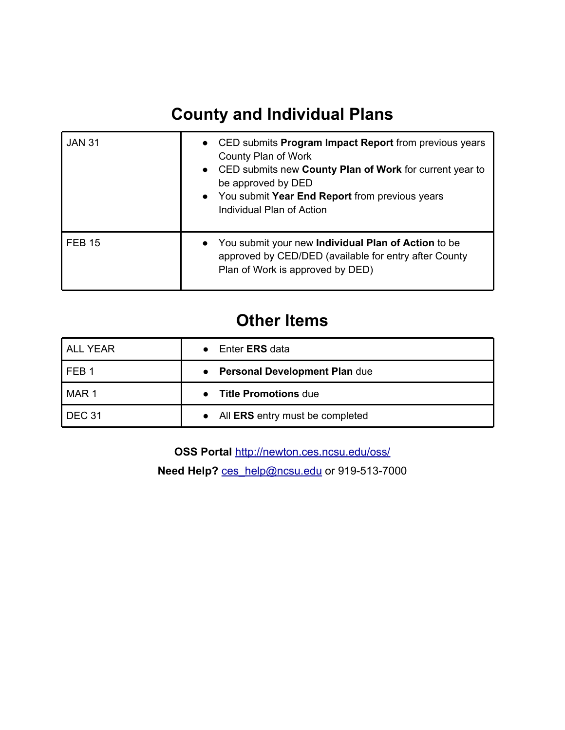## County and Individual Plans

| | |
|---|---|
| JAN 31 | • CED submits **Program Impact Report** from previous years County Plan of Work<br>• CED submits new **County Plan of Work** for current year to be approved by DED<br>• You submit **Year End Report** from previous years Individual Plan of Action |
| FEB 15 | • You submit your new **Individual Plan of Action** to be approved by CED/DED (available for entry after County Plan of Work is approved by DED) |

## Other Items

| | |
|---|---|
| ALL YEAR | • Enter **ERS** data |
| FEB 1 | • **Personal Development Plan** due |
| MAR 1 | • **Title Promotions** due |
| DEC 31 | • All **ERS** entry must be completed |

**OSS Portal** http://newton.ces.ncsu.edu/oss/

**Need Help?** ces_help@ncsu.edu or 919-513-7000